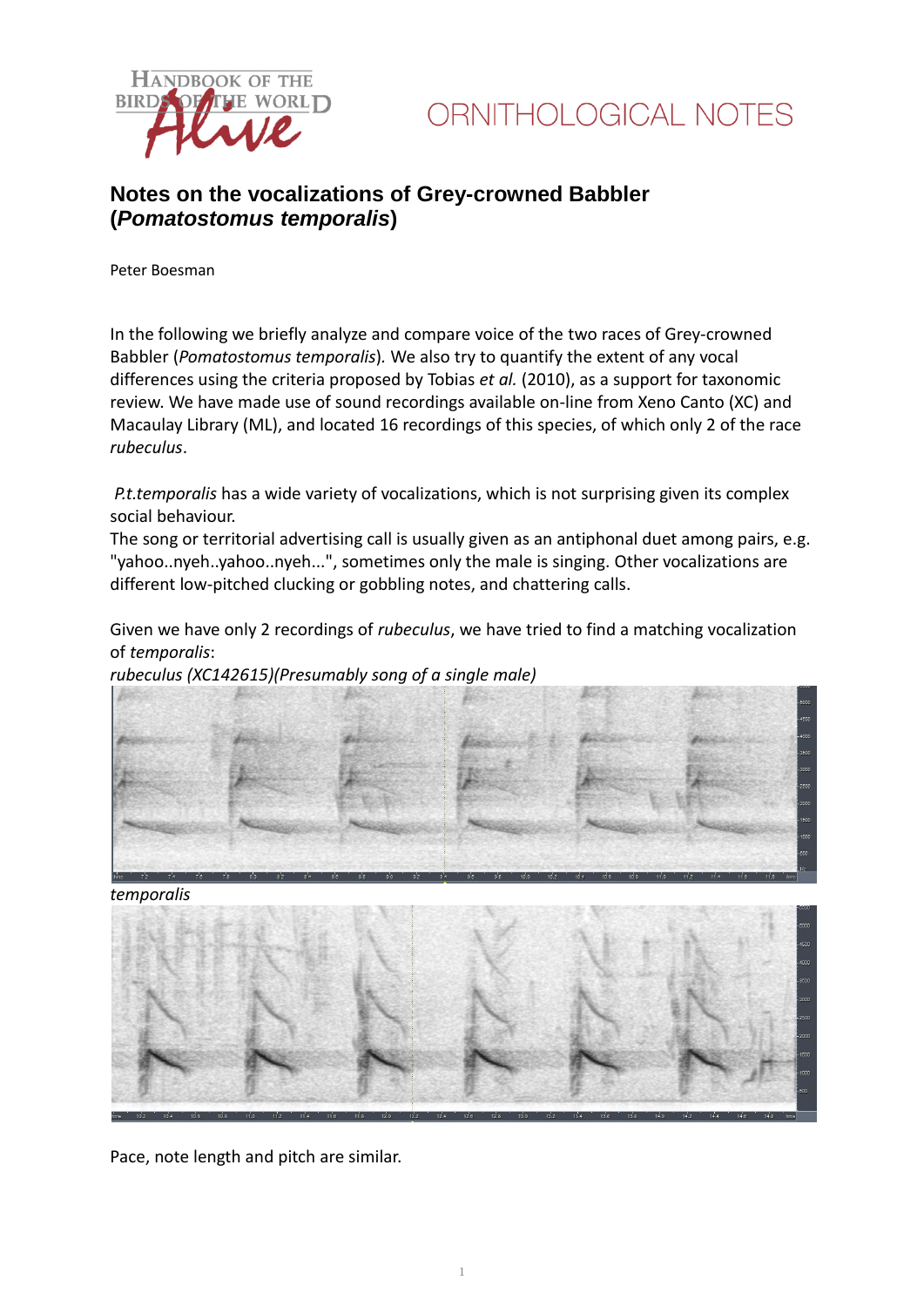ORNITHOLOGICAL NOTES

# Notes on the vocalizations of Grey-crowned Babbler (*Pomatostomus temporalis*)

Peter Boesman

In the following we briefly analyze and compare voice of the two races of Grey-crowned Babbler (*Pomatostomus temporalis*). We also try to quantify the extent of any vocal differences using the criteria proposed by Tobias *et al.* (2010), as a support for taxonomic review. We have made use of sound recordings available on-line from Xeno Canto (XC) and Macaulay Library (ML), and located 16 recordings of this species, of which only 2 of the race *rubeculus*.

*P.t.temporalis* has a wide variety of vocalizations, which is not surprising given its complex social behaviour.
The song or territorial advertising call is usually given as an antiphonal duet among pairs, e.g. "yahoo..nyeh..yahoo..nyeh...", sometimes only the male is singing. Other vocalizations are different low-pitched clucking or gobbling notes, and chattering calls.

Given we have only 2 recordings of *rubeculus*, we have tried to find a matching vocalization of *temporalis*:

*rubeculus (XC142615)(Presumably song of a single male)*

*temporalis*

Pace, note length and pitch are similar.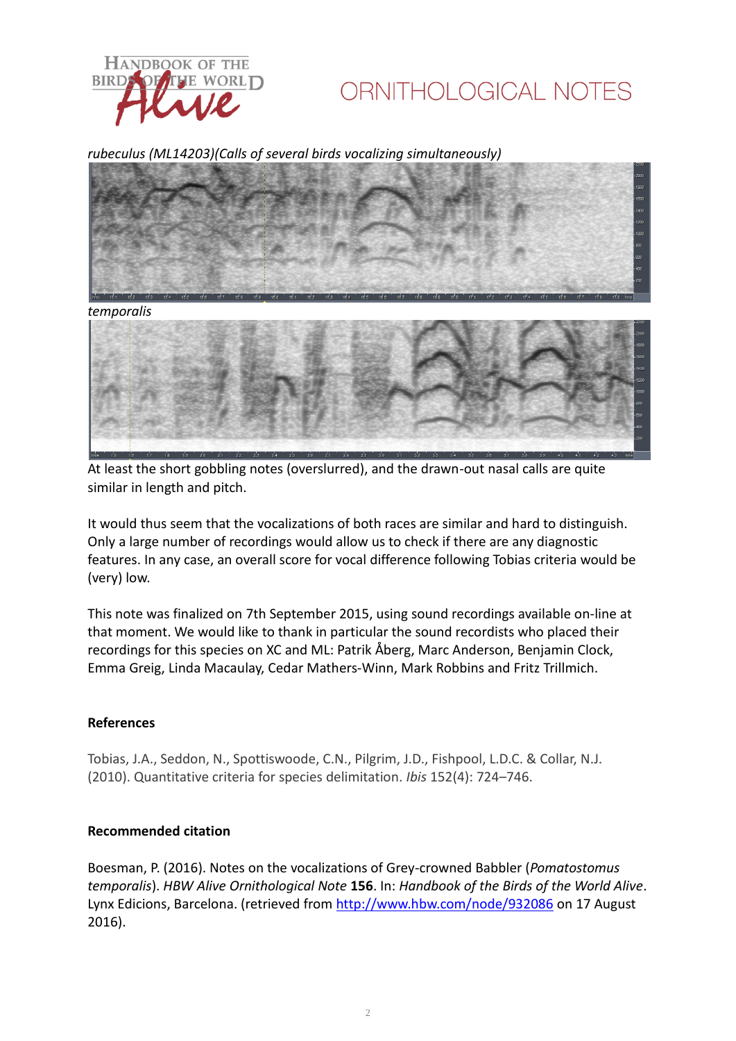*rubeculus (ML14203)(Calls of several birds vocalizing simultaneously)*

*temporalis*

At least the short gobbling notes (overslurred), and the drawn-out nasal calls are quite similar in length and pitch.

It would thus seem that the vocalizations of both races are similar and hard to distinguish. Only a large number of recordings would allow us to check if there are any diagnostic features. In any case, an overall score for vocal difference following Tobias criteria would be (very) low.

This note was finalized on 7th September 2015, using sound recordings available on-line at that moment. We would like to thank in particular the sound recordists who placed their recordings for this species on XC and ML: Patrik Åberg, Marc Anderson, Benjamin Clock, Emma Greig, Linda Macaulay, Cedar Mathers-Winn, Mark Robbins and Fritz Trillmich.

**References**

Tobias, J.A., Seddon, N., Spottiswoode, C.N., Pilgrim, J.D., Fishpool, L.D.C. & Collar, N.J. (2010). Quantitative criteria for species delimitation. *Ibis* 152(4): 724–746.

**Recommended citation**

Boesman, P. (2016). Notes on the vocalizations of Grey-crowned Babbler (*Pomatostomus temporalis*). *HBW Alive Ornithological Note* **156**. In: *Handbook of the Birds of the World Alive*. Lynx Edicions, Barcelona. (retrieved from http://www.hbw.com/node/932086 on 17 August 2016).